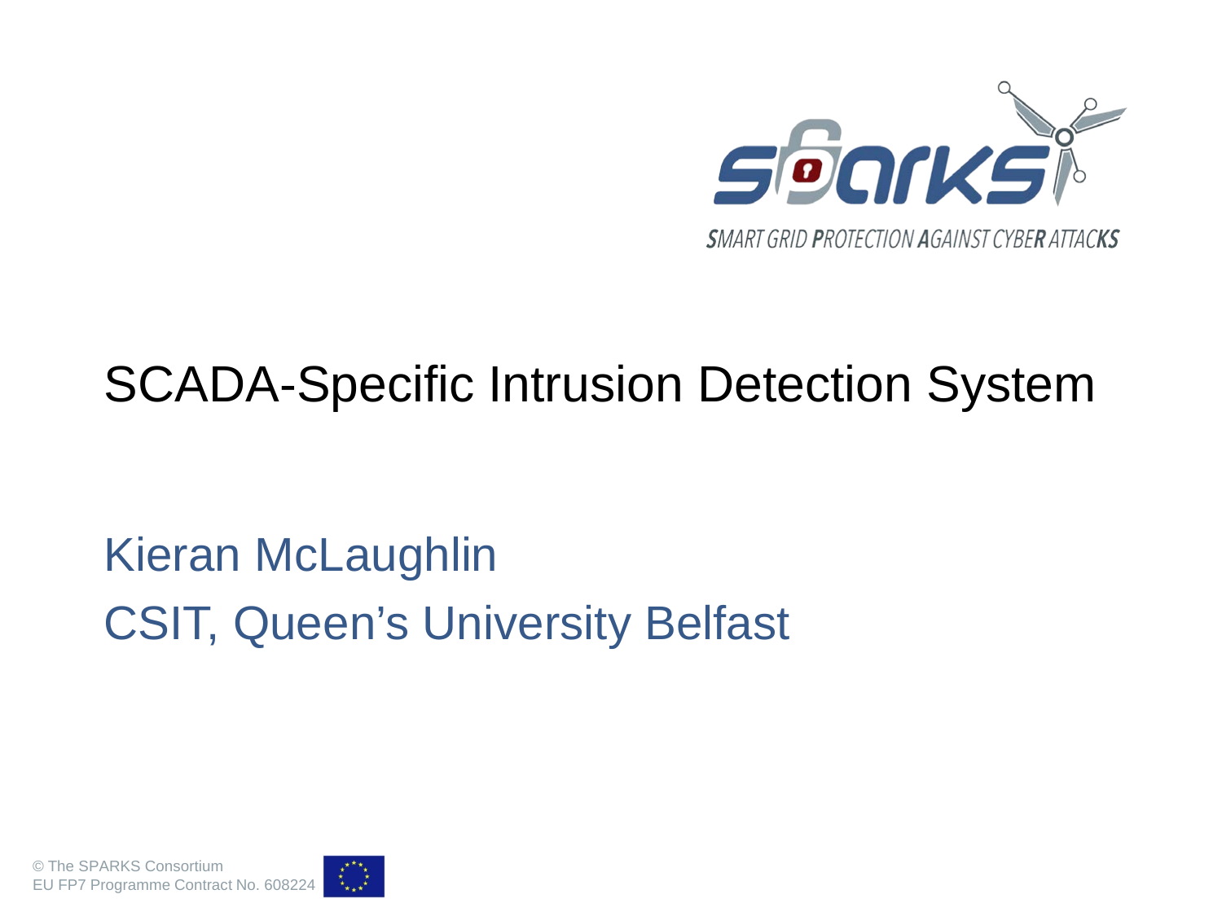SPARKS

SMART GRID PROTECTION AGAINST CYBER ATTACKS

# SCADA-Specific Intrusion Detection System

Kieran McLaughlin

CSIT, Queen's University Belfast

© The SPARKS Consortium
EU FP7 Programme Contract No. 608224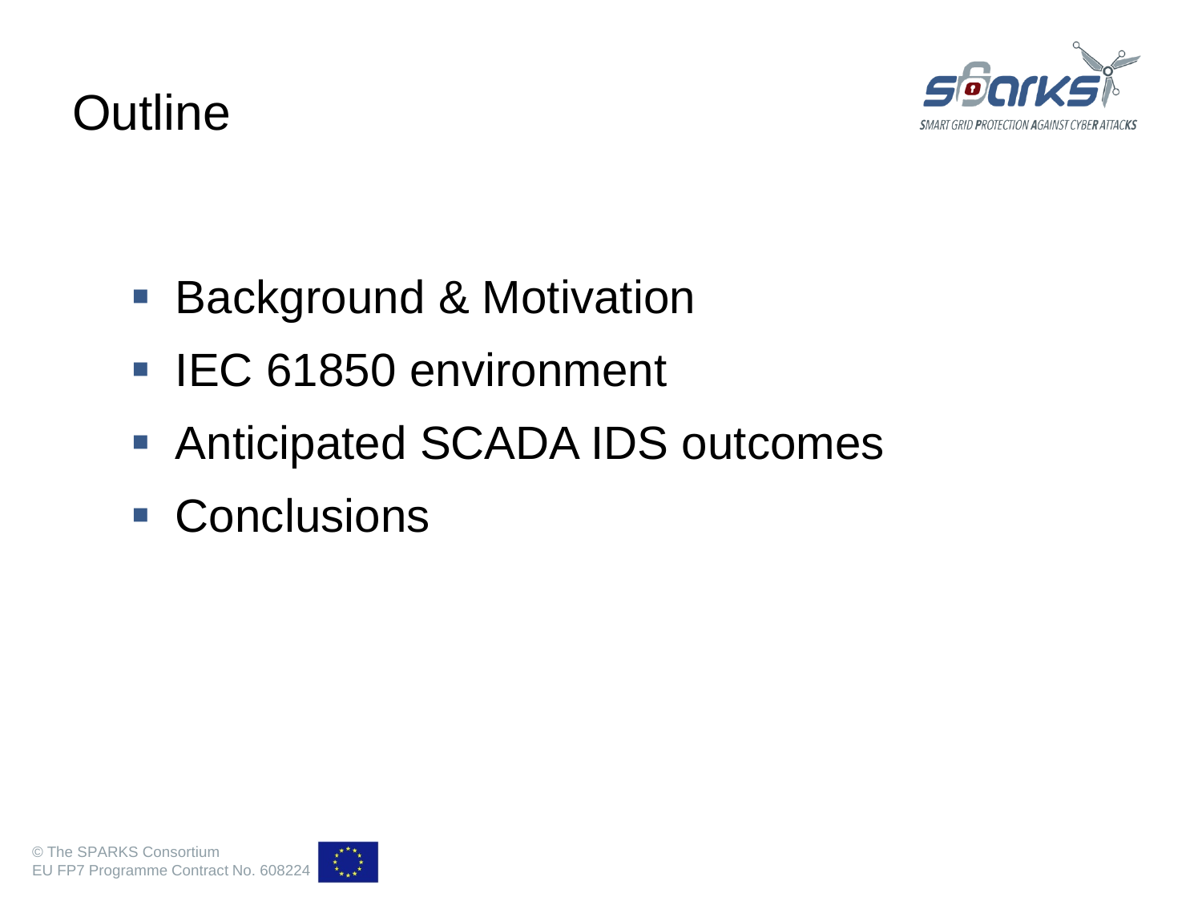# Outline

- Background & Motivation
- IEC 61850 environment
- Anticipated SCADA IDS outcomes
- Conclusions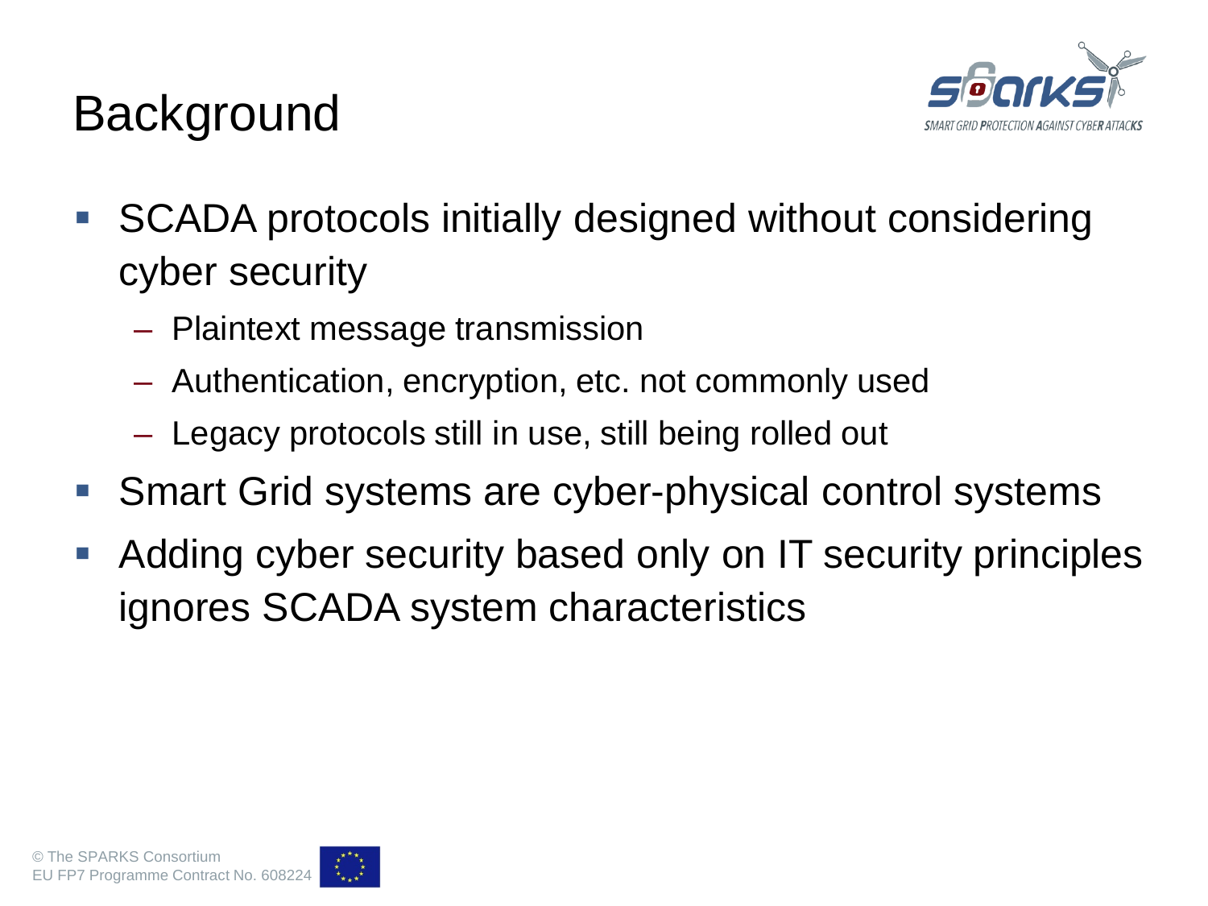# Background

- SCADA protocols initially designed without considering cyber security
  - Plaintext message transmission
  - Authentication, encryption, etc. not commonly used
  - Legacy protocols still in use, still being rolled out
- Smart Grid systems are cyber-physical control systems
- Adding cyber security based only on IT security principles ignores SCADA system characteristics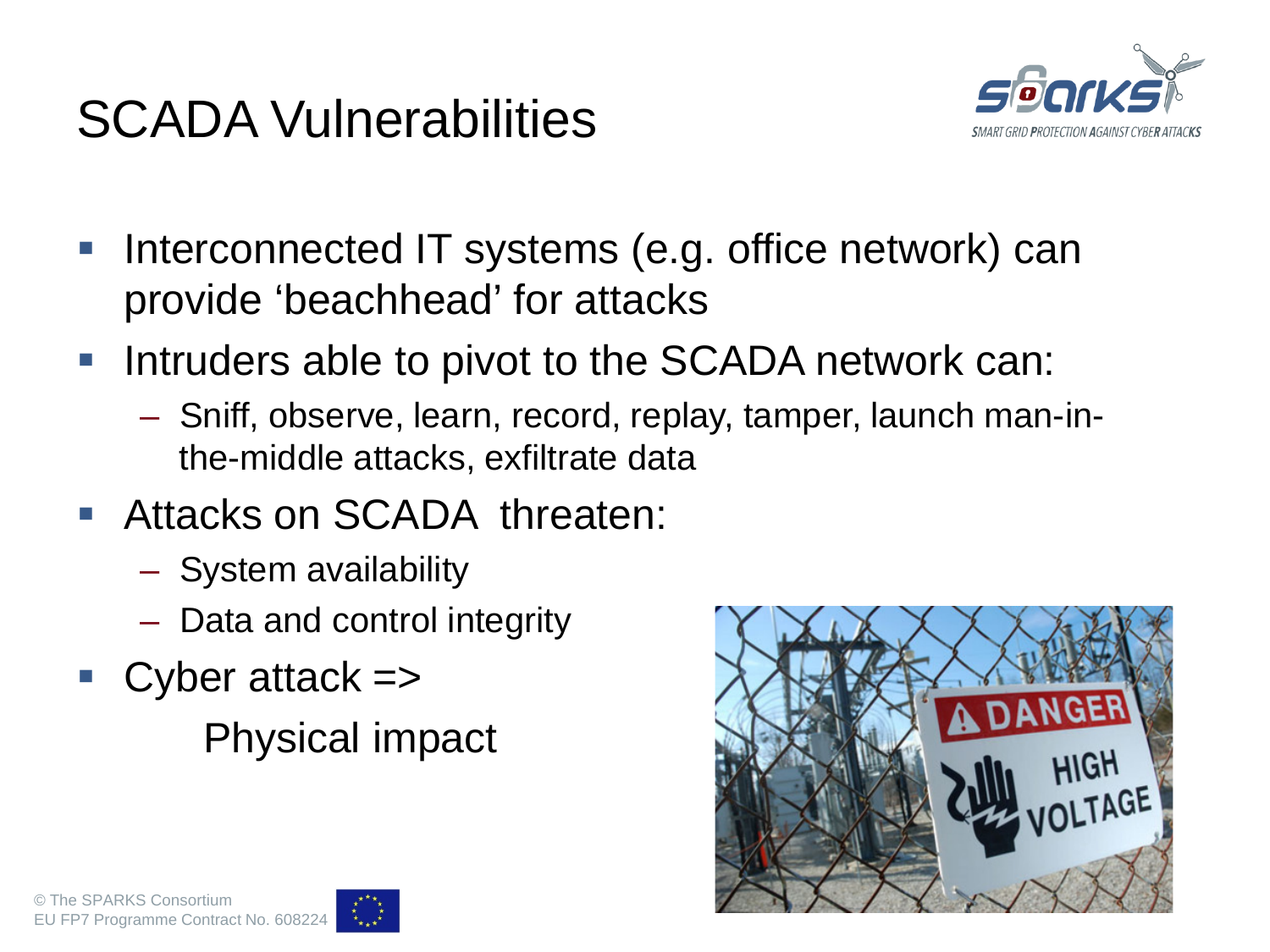# SCADA Vulnerabilities

- Interconnected IT systems (e.g. office network) can provide ‘beachhead’ for attacks
- Intruders able to pivot to the SCADA network can:
  - Sniff, observe, learn, record, replay, tamper, launch man-in-the-middle attacks, exfiltrate data
- Attacks on SCADA threaten:
  - System availability
  - Data and control integrity
- Cyber attack =>

  Physical impact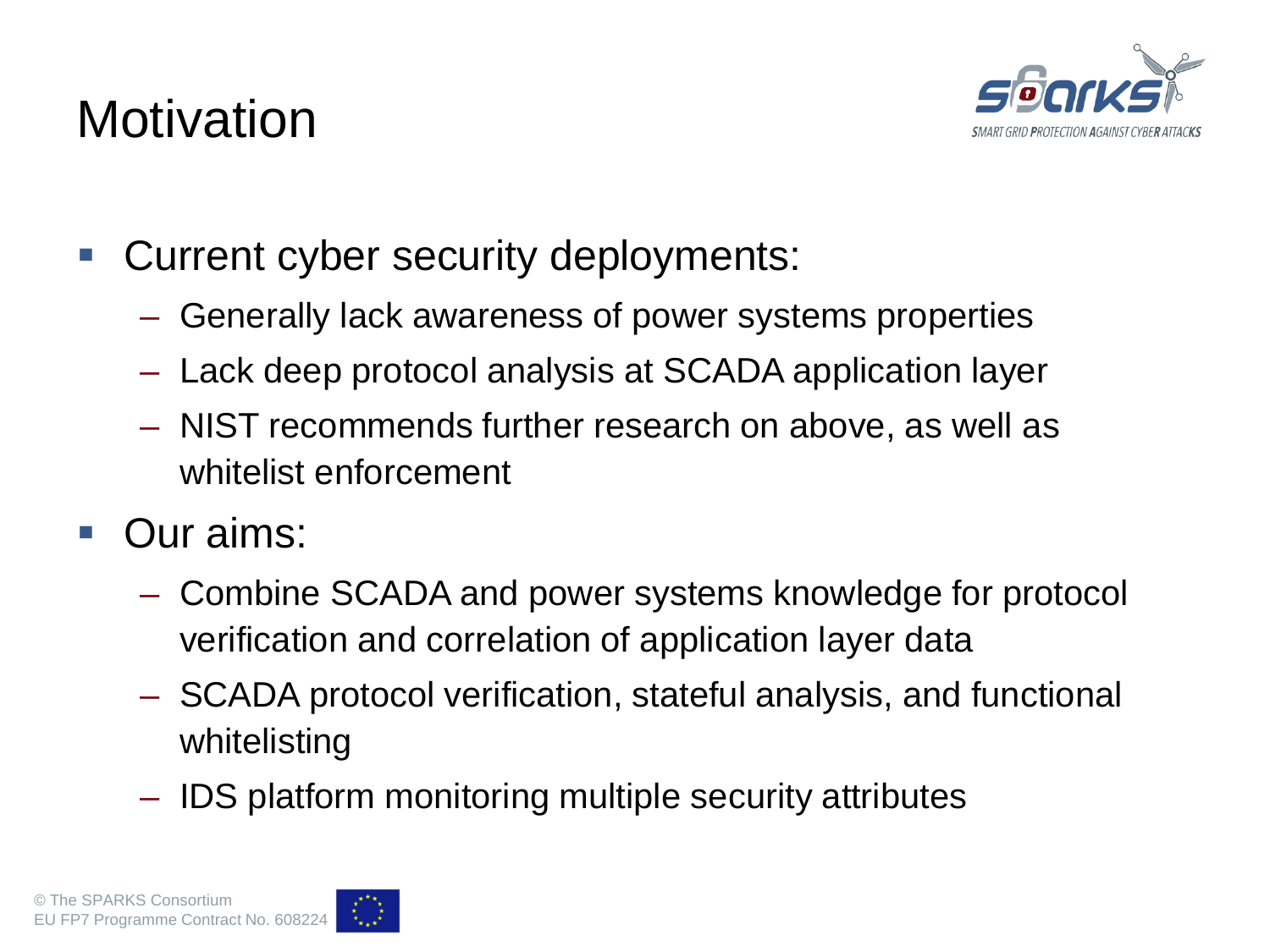# Motivation

- Current cyber security deployments:
  - Generally lack awareness of power systems properties
  - Lack deep protocol analysis at SCADA application layer
  - NIST recommends further research on above, as well as whitelist enforcement
- Our aims:
  - Combine SCADA and power systems knowledge for protocol verification and correlation of application layer data
  - SCADA protocol verification, stateful analysis, and functional whitelisting
  - IDS platform monitoring multiple security attributes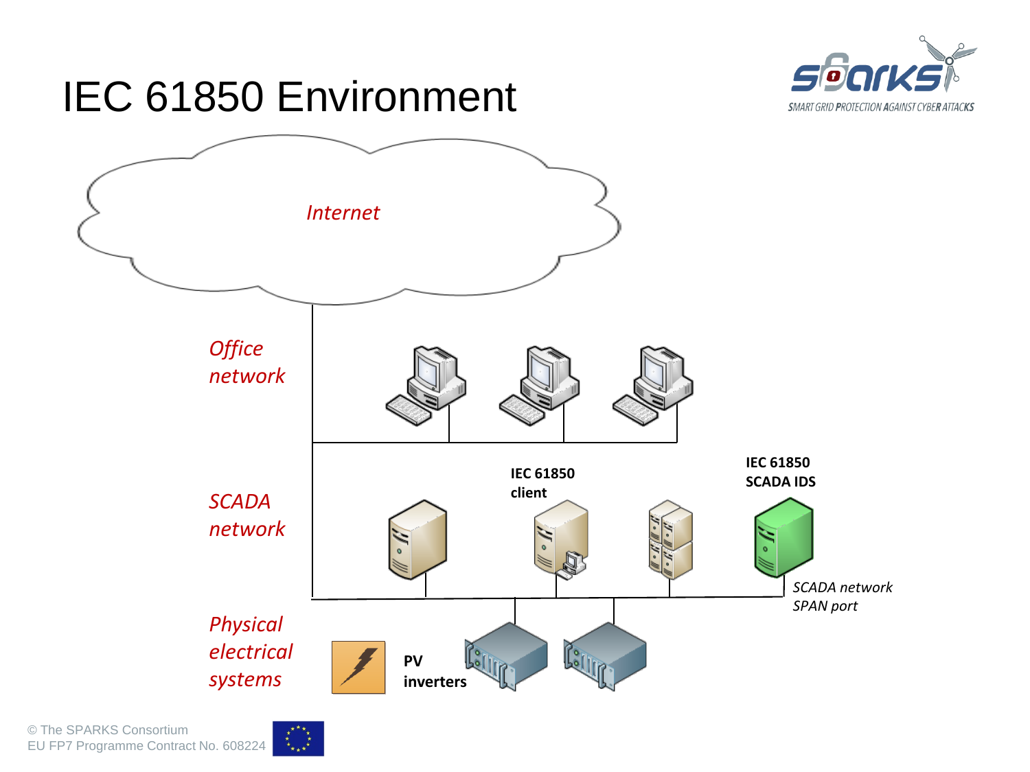# IEC 61850 Environment

*Internet*

*Office network*

*SCADA network*

**IEC 61850 client**

**IEC 61850 SCADA IDS**

*SCADA network SPAN port*

*Physical electrical systems*

**PV inverters**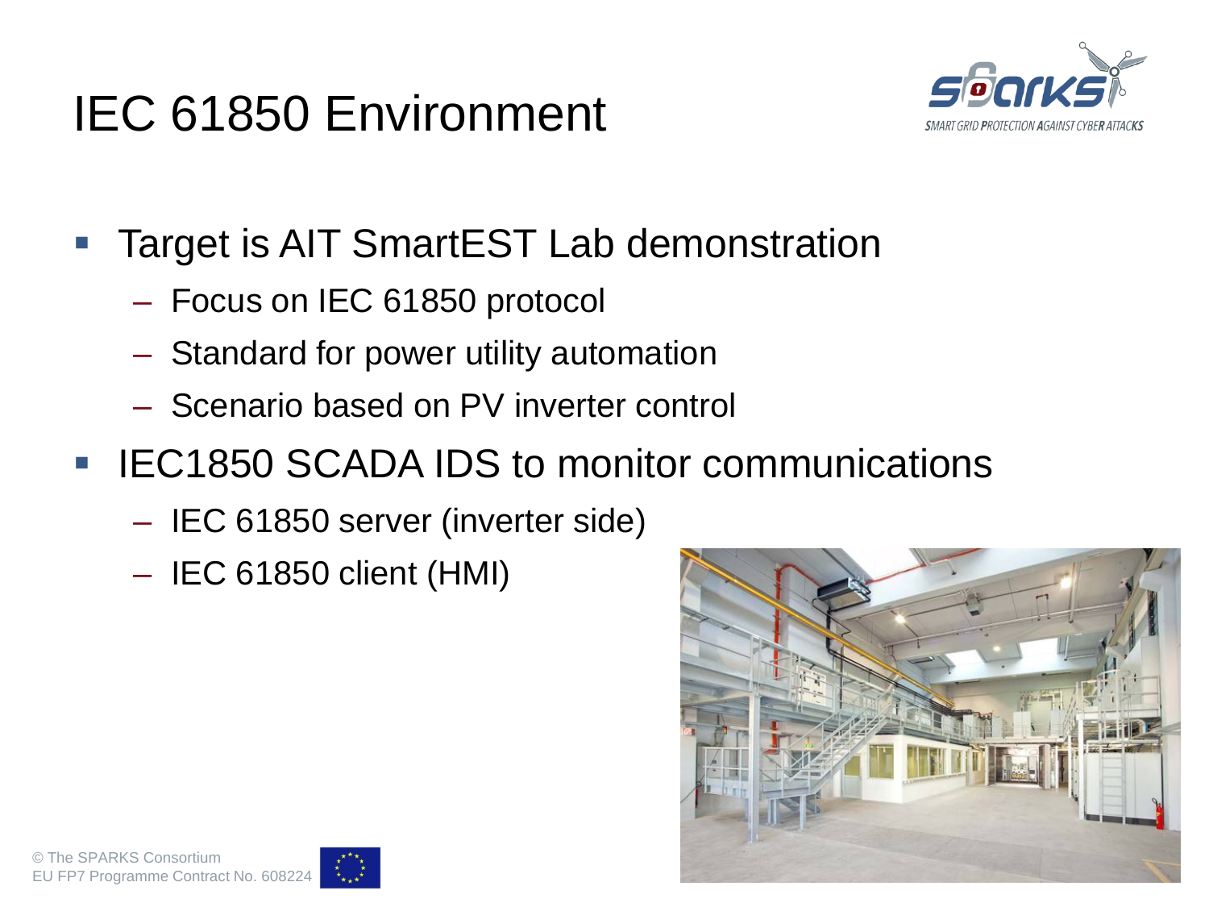# IEC 61850 Environment

- Target is AIT SmartEST Lab demonstration
  - Focus on IEC 61850 protocol
  - Standard for power utility automation
  - Scenario based on PV inverter control
- IEC1850 SCADA IDS to monitor communications
  - IEC 61850 server (inverter side)
  - IEC 61850 client (HMI)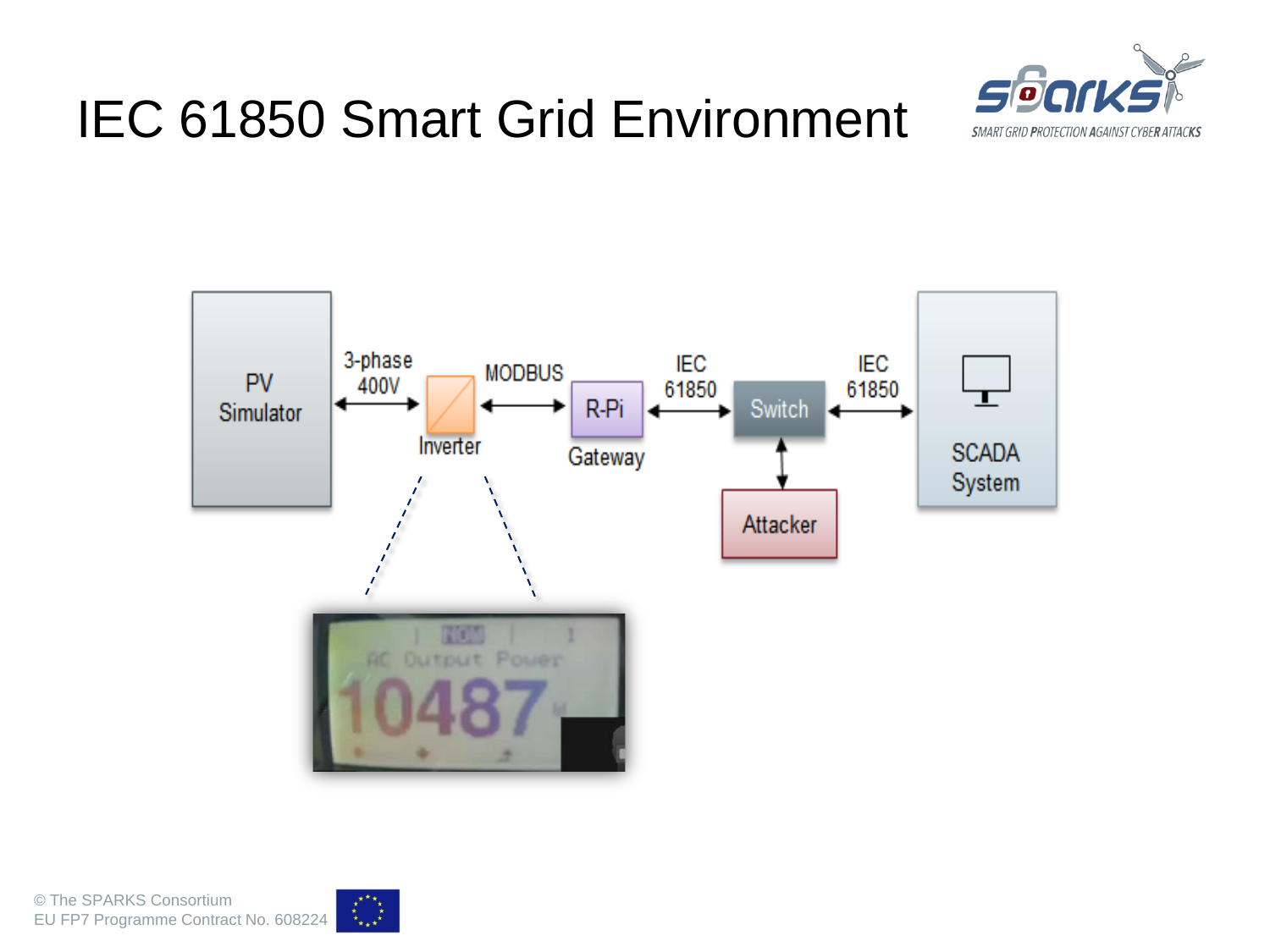# IEC 61850 Smart Grid Environment

PV Simulator

3-phase 400V

Inverter

MODBUS

R-Pi

Gateway

IEC 61850

Switch

Attacker

IEC 61850

SCADA System

AC Output Power

10487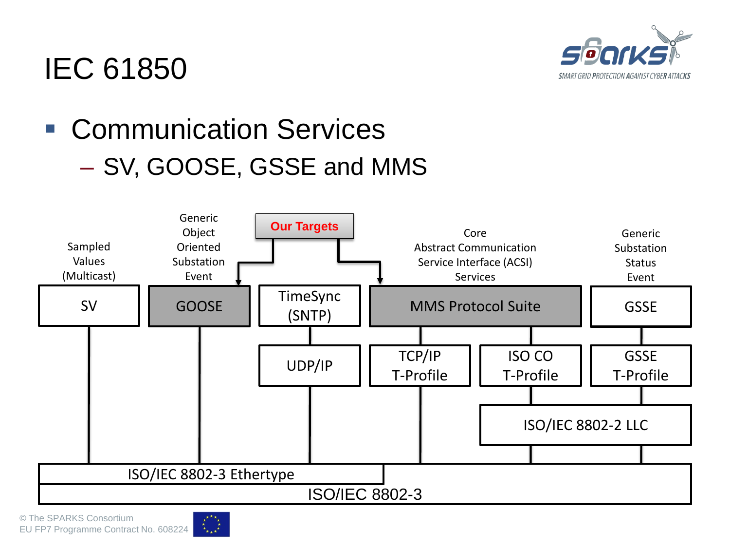# IEC 61850

- Communication Services
  - SV, GOOSE, GSSE and MMS

Our Targets

| Sampled Values (Multicast) | Generic Object Oriented Substation Event | | Core Abstract Communication Service Interface (ACSI) Services | | Generic Substation Status Event |
|---|---|---|---|---|---|
| SV | GOOSE | TimeSync (SNTP) | MMS Protocol Suite | | GSSE |
| | | UDP/IP | TCP/IP T-Profile | ISO CO T-Profile | GSSE T-Profile |
| | | | | ISO/IEC 8802-2 LLC | |
| ISO/IEC 8802-3 Ethertype | | | | | |
| ISO/IEC 8802-3 | | | | | |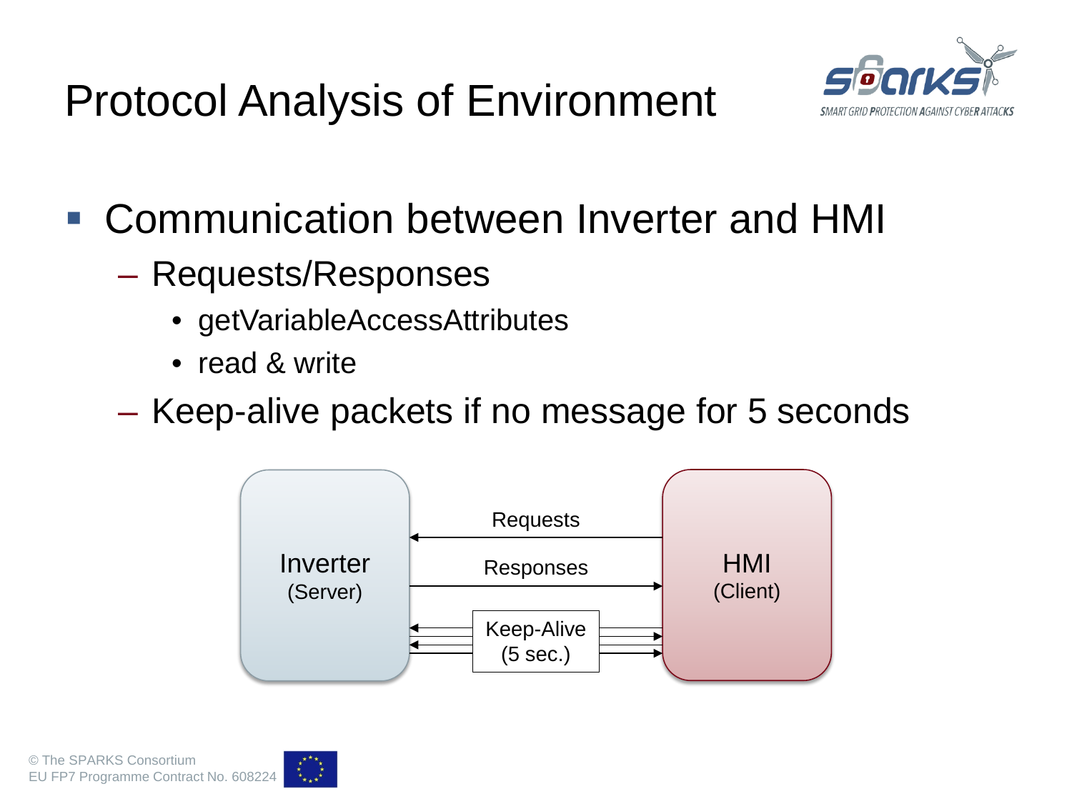# Protocol Analysis of Environment

- Communication between Inverter and HMI
  - Requests/Responses
    - getVariableAccessAttributes
    - read & write
  - Keep-alive packets if no message for 5 seconds

Inverter (Server)

Requests

Responses

Keep-Alive (5 sec.)

HMI (Client)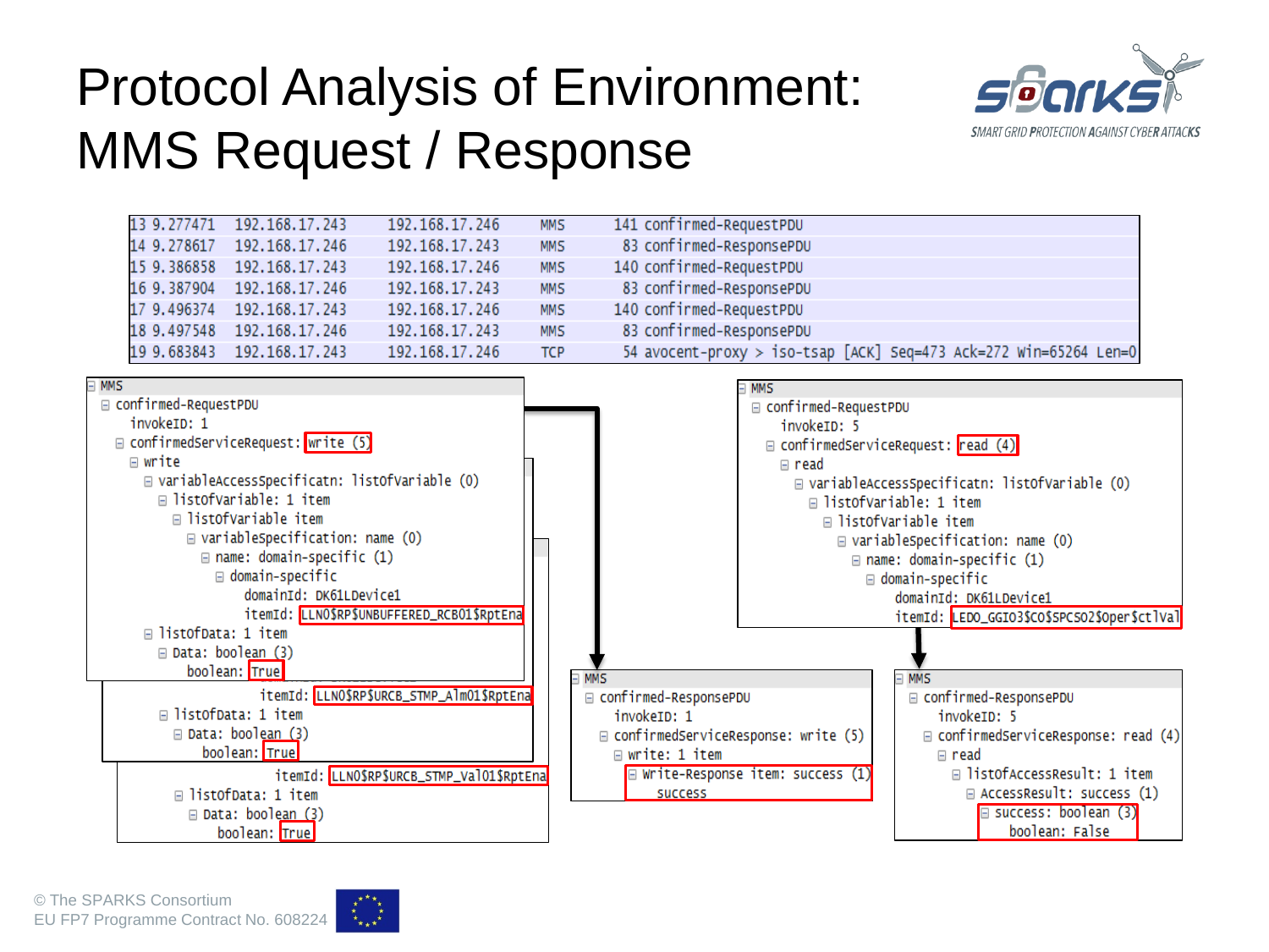# Protocol Analysis of Environment: MMS Request / Response

| No. | Time | Source | Destination | Protocol | Info |
|---|---|---|---|---|---|
| 13 | 9.277471 | 192.168.17.243 | 192.168.17.246 | MMS | 141 confirmed-RequestPDU |
| 14 | 9.278617 | 192.168.17.246 | 192.168.17.243 | MMS | 83 confirmed-ResponsePDU |
| 15 | 9.386858 | 192.168.17.243 | 192.168.17.246 | MMS | 140 confirmed-RequestPDU |
| 16 | 9.387904 | 192.168.17.246 | 192.168.17.243 | MMS | 83 confirmed-ResponsePDU |
| 17 | 9.496374 | 192.168.17.243 | 192.168.17.246 | MMS | 140 confirmed-RequestPDU |
| 18 | 9.497548 | 192.168.17.246 | 192.168.17.243 | MMS | 83 confirmed-ResponsePDU |
| 19 | 9.683843 | 192.168.17.243 | 192.168.17.246 | TCP | 54 avocent-proxy > iso-tsap [ACK] Seq=473 Ack=272 Win=65264 Len=0 |

```
MMS
  confirmed-RequestPDU
    invokeID: 1
    confirmedServiceRequest: write (5)
      write
        variableAccessSpecificatn: listOfVariable (0)
          listOfVariable: 1 item
            listOfVariable item
              variableSpecification: name (0)
                name: domain-specific (1)
                  domain-specific
                    domainId: DK61LDevice1
                    itemId: LLN0$RP$UNBUFFERED_RCB01$RptEna
        listOfData: 1 item
          Data: boolean (3)
            boolean: True
```

```
                    itemId: LLN0$RP$URCB_STMP_Alm01$RptEna
        listOfData: 1 item
          Data: boolean (3)
            boolean: True
```

```
                    itemId: LLN0$RP$URCB_STMP_Val01$RptEna
        listOfData: 1 item
          Data: boolean (3)
            boolean: True
```

```
MMS
  confirmed-ResponsePDU
    invokeID: 1
    confirmedServiceResponse: write (5)
      write: 1 item
        Write-Response item: success (1)
          success
```

```
MMS
  confirmed-RequestPDU
    invokeID: 5
    confirmedServiceRequest: read (4)
      read
        variableAccessSpecificatn: listOfVariable (0)
          listOfVariable: 1 item
            listOfVariable item
              variableSpecification: name (0)
                name: domain-specific (1)
                  domain-specific
                    domainId: DK61LDevice1
                    itemId: LED0_GGIO3$CO$SPCSO2$Oper$ctlVal
```

```
MMS
  confirmed-ResponsePDU
    invokeID: 5
    confirmedServiceResponse: read (4)
      read
        listOfAccessResult: 1 item
          AccessResult: success (1)
            success: boolean (3)
              boolean: False
```

© The SPARKS Consortium
EU FP7 Programme Contract No. 608224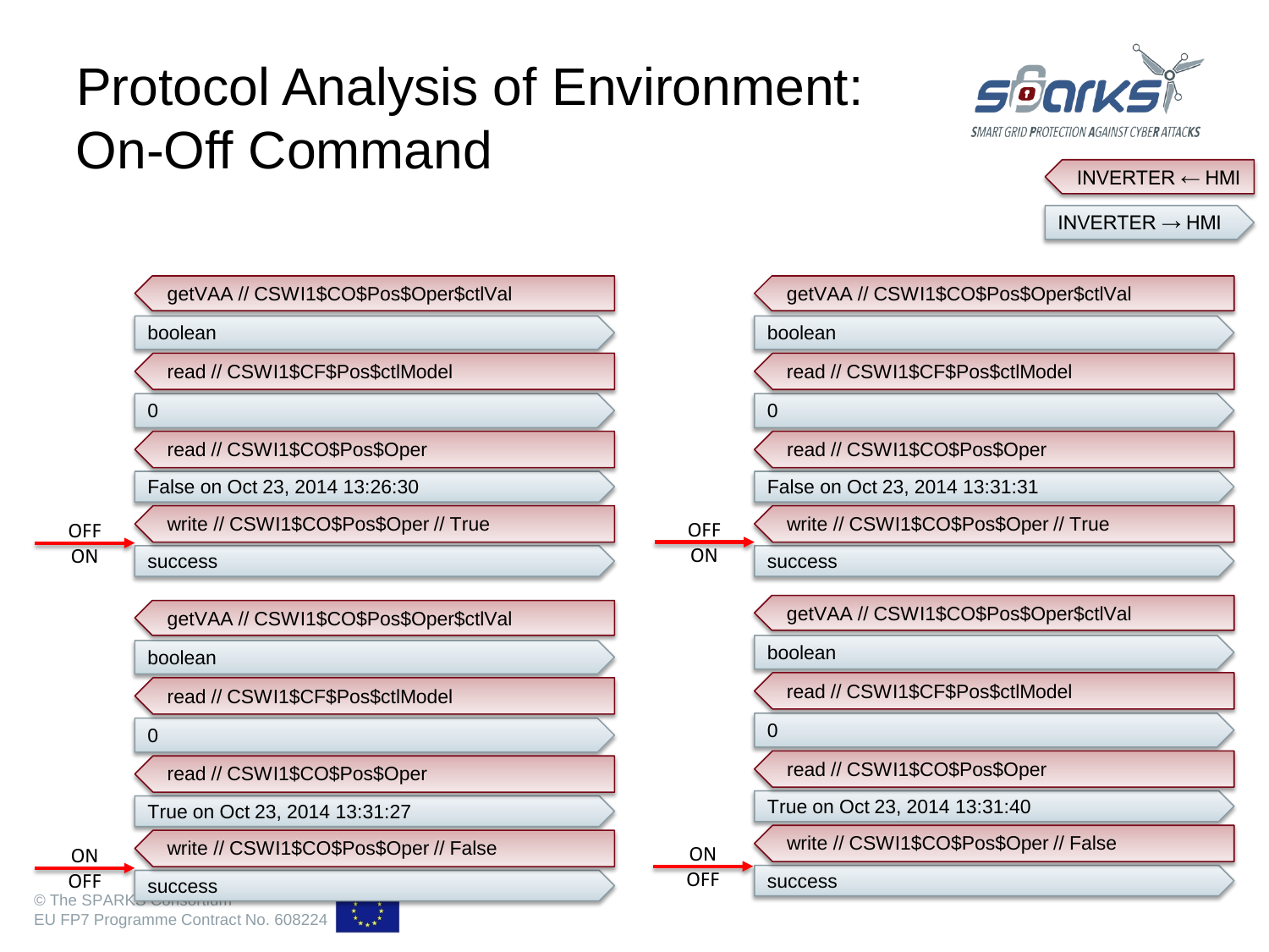# Protocol Analysis of Environment: On-Off Command

SPARKS — SMART GRID PROTECTION AGAINST CYBER ATTACKS

INVERTER ← HMI

INVERTER → HMI

| Label | Message (left) | Label | Message (right) |
|---|---|---|---|
| | getVAA // CSWI1$CO$Pos$Oper$ctlVal | | getVAA // CSWI1$CO$Pos$Oper$ctlVal |
| | boolean | | boolean |
| | read // CSWI1$CF$Pos$ctlModel | | read // CSWI1$CF$Pos$ctlModel |
| | 0 | | 0 |
| | read // CSWI1$CO$Pos$Oper | | read // CSWI1$CO$Pos$Oper |
| | False on Oct 23, 2014 13:26:30 | | False on Oct 23, 2014 13:31:31 |
| OFF → ON | write // CSWI1$CO$Pos$Oper // True | OFF → ON | write // CSWI1$CO$Pos$Oper // True |
| | success | | success |
| | getVAA // CSWI1$CO$Pos$Oper$ctlVal | | getVAA // CSWI1$CO$Pos$Oper$ctlVal |
| | boolean | | boolean |
| | read // CSWI1$CF$Pos$ctlModel | | read // CSWI1$CF$Pos$ctlModel |
| | 0 | | 0 |
| | read // CSWI1$CO$Pos$Oper | | read // CSWI1$CO$Pos$Oper |
| | True on Oct 23, 2014 13:31:27 | | True on Oct 23, 2014 13:31:40 |
| ON → OFF | write // CSWI1$CO$Pos$Oper // False | ON → OFF | write // CSWI1$CO$Pos$Oper // False |
| | success | | success |

© The SPARKS Consortium
EU FP7 Programme Contract No. 608224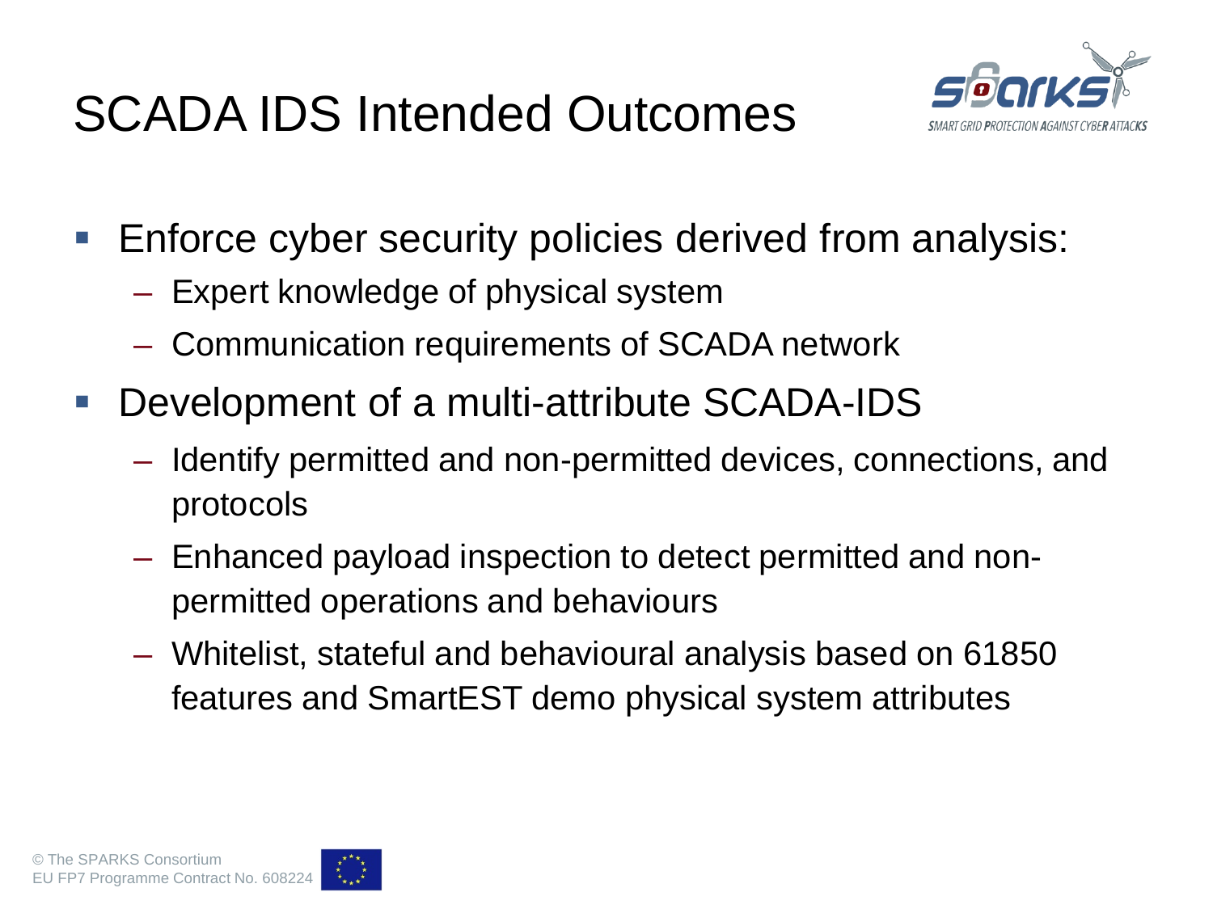# SCADA IDS Intended Outcomes

- Enforce cyber security policies derived from analysis:
  - Expert knowledge of physical system
  - Communication requirements of SCADA network
- Development of a multi-attribute SCADA-IDS
  - Identify permitted and non-permitted devices, connections, and protocols
  - Enhanced payload inspection to detect permitted and non-permitted operations and behaviours
  - Whitelist, stateful and behavioural analysis based on 61850 features and SmartEST demo physical system attributes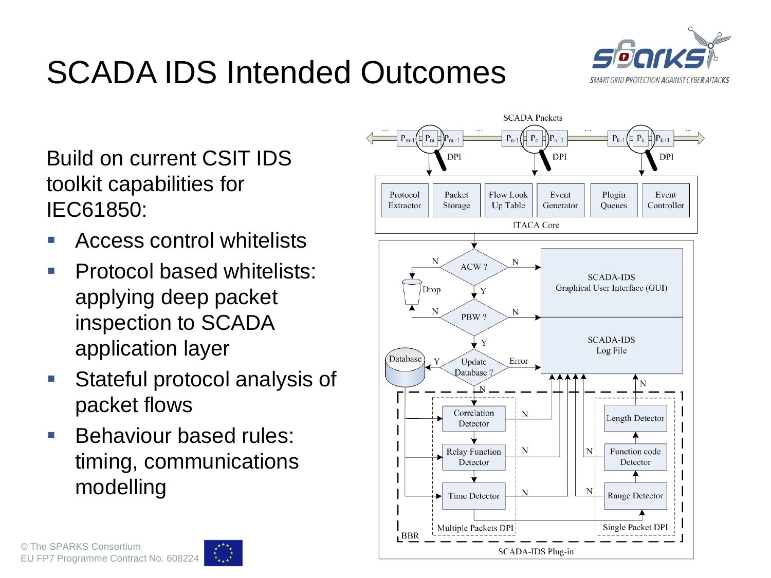# SCADA IDS Intended Outcomes

Build on current CSIT IDS toolkit capabilities for IEC61850:

- Access control whitelists
- Protocol based whitelists: applying deep packet inspection to SCADA application layer
- Stateful protocol analysis of packet flows
- Behaviour based rules: timing, communications modelling

© The SPARKS Consortium
EU FP7 Programme Contract No. 608224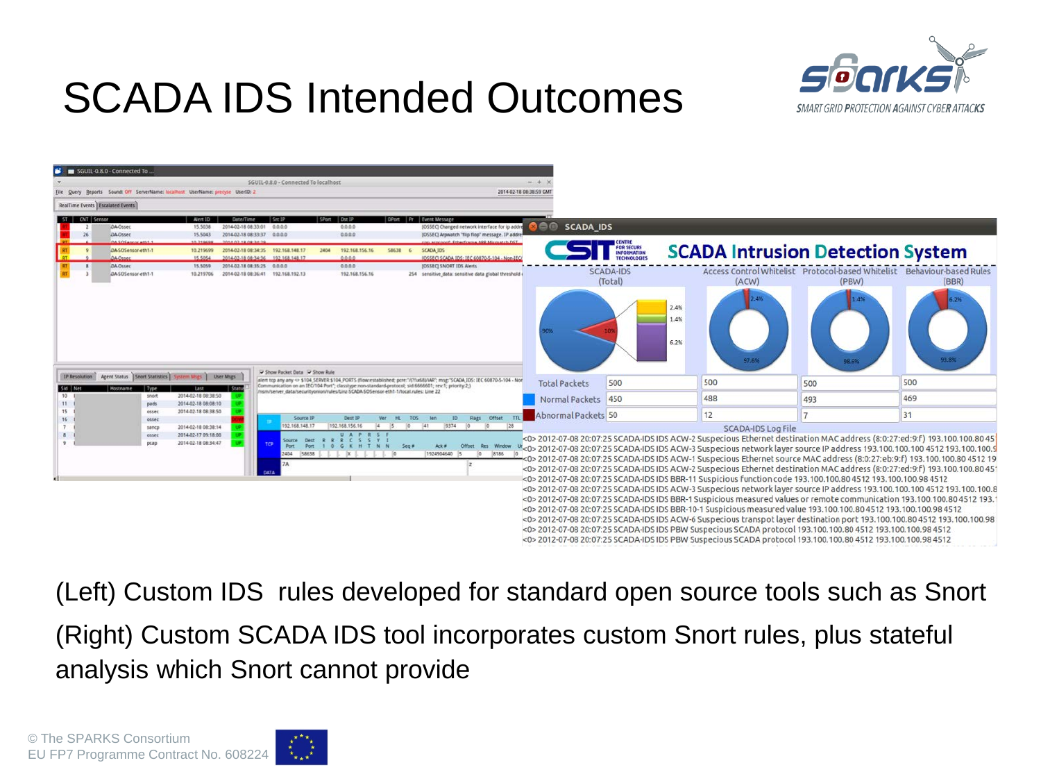# SCADA IDS Intended Outcomes

(Left) Custom IDS rules developed for standard open source tools such as Snort

(Right) Custom SCADA IDS tool incorporates custom Snort rules, plus stateful analysis which Snort cannot provide

© The SPARKS Consortium
EU FP7 Programme Contract No. 608224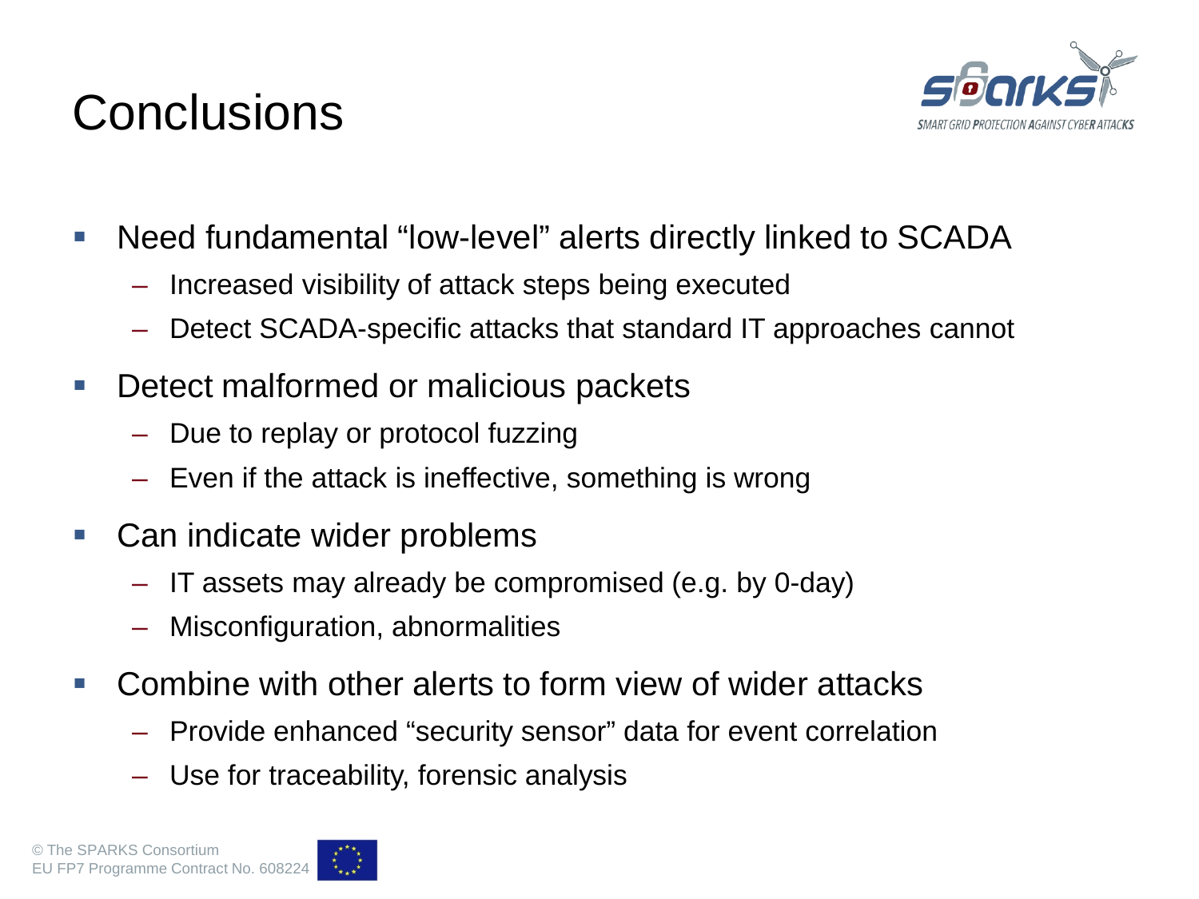# Conclusions

- Need fundamental "low-level" alerts directly linked to SCADA
  - Increased visibility of attack steps being executed
  - Detect SCADA-specific attacks that standard IT approaches cannot
- Detect malformed or malicious packets
  - Due to replay or protocol fuzzing
  - Even if the attack is ineffective, something is wrong
- Can indicate wider problems
  - IT assets may already be compromised (e.g. by 0-day)
  - Misconfiguration, abnormalities
- Combine with other alerts to form view of wider attacks
  - Provide enhanced "security sensor" data for event correlation
  - Use for traceability, forensic analysis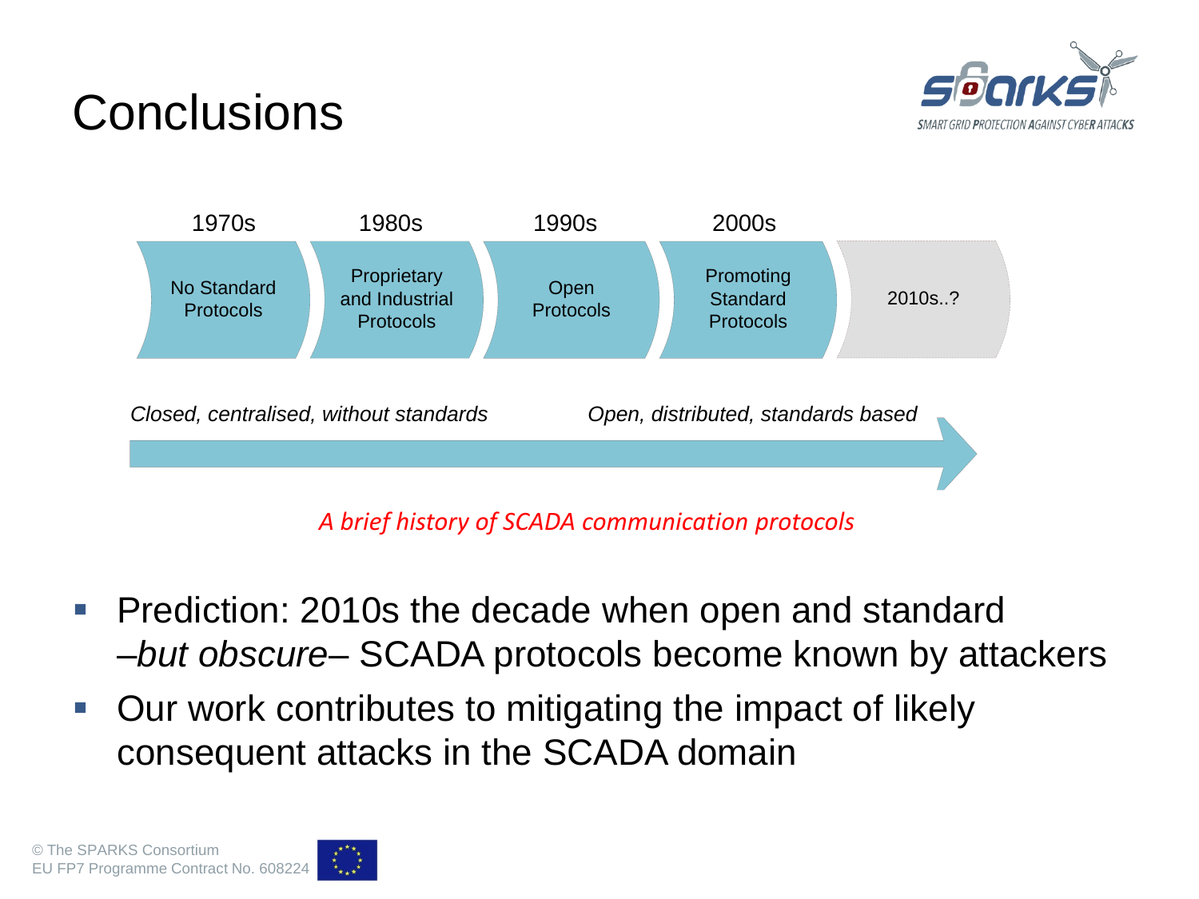# Conclusions

1970s
No Standard Protocols

1980s
Proprietary and Industrial Protocols

1990s
Open Protocols

2000s
Promoting Standard Protocols

2010s..?

*Closed, centralised, without standards*

*Open, distributed, standards based*

*A brief history of SCADA communication protocols*

- Prediction: 2010s the decade when open and standard –*but obscure*– SCADA protocols become known by attackers
- Our work contributes to mitigating the impact of likely consequent attacks in the SCADA domain

© The SPARKS Consortium
EU FP7 Programme Contract No. 608224